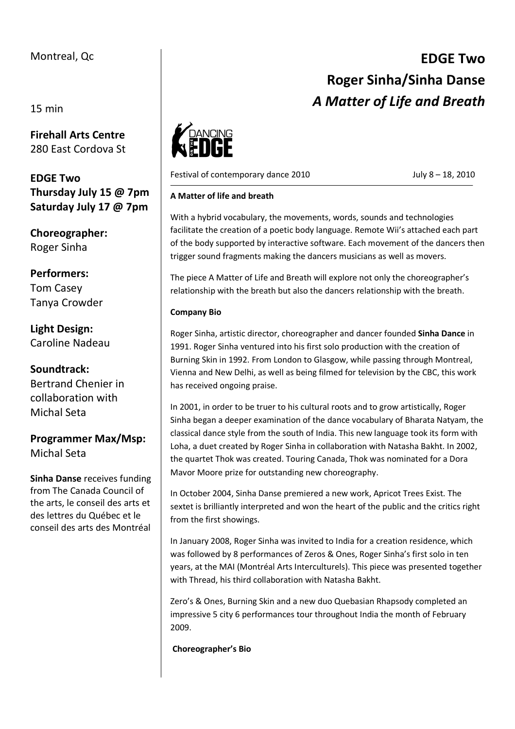# EDGE Two
# Roger Sinha/Sinha Danse
# *A Matter of Life and Breath*

Festival of contemporary dance 2010 July 8 – 18, 2010

Montreal, Qc

15 min

**Firehall Arts Centre**
280 East Cordova St

**EDGE Two**
**Thursday July 15 @ 7pm**
**Saturday July 17 @ 7pm**

**Choreographer:**
Roger Sinha

**Performers:**
Tom Casey
Tanya Crowder

**Light Design:**
Caroline Nadeau

**Soundtrack:**
Bertrand Chenier in collaboration with Michal Seta

**Programmer Max/Msp:**
Michal Seta

**Sinha Danse** receives funding from The Canada Council of the arts, le conseil des arts et des lettres du Québec et le conseil des arts des Montréal

**A Matter of life and breath**

With a hybrid vocabulary, the movements, words, sounds and technologies facilitate the creation of a poetic body language. Remote Wii's attached each part of the body supported by interactive software. Each movement of the dancers then trigger sound fragments making the dancers musicians as well as movers.

The piece A Matter of Life and Breath will explore not only the choreographer's relationship with the breath but also the dancers relationship with the breath.

**Company Bio**

Roger Sinha, artistic director, choreographer and dancer founded **Sinha Dance** in 1991. Roger Sinha ventured into his first solo production with the creation of Burning Skin in 1992. From London to Glasgow, while passing through Montreal, Vienna and New Delhi, as well as being filmed for television by the CBC, this work has received ongoing praise.

In 2001, in order to be truer to his cultural roots and to grow artistically, Roger Sinha began a deeper examination of the dance vocabulary of Bharata Natyam, the classical dance style from the south of India. This new language took its form with Loha, a duet created by Roger Sinha in collaboration with Natasha Bakht. In 2002, the quartet Thok was created. Touring Canada, Thok was nominated for a Dora Mavor Moore prize for outstanding new choreography.

In October 2004, Sinha Danse premiered a new work, Apricot Trees Exist. The sextet is brilliantly interpreted and won the heart of the public and the critics right from the first showings.

In January 2008, Roger Sinha was invited to India for a creation residence, which was followed by 8 performances of Zeros & Ones, Roger Sinha's first solo in ten years, at the MAI (Montréal Arts Interculturels). This piece was presented together with Thread, his third collaboration with Natasha Bakht.

Zero's & Ones, Burning Skin and a new duo Quebasian Rhapsody completed an impressive 5 city 6 performances tour throughout India the month of February 2009.

**Choreographer's Bio**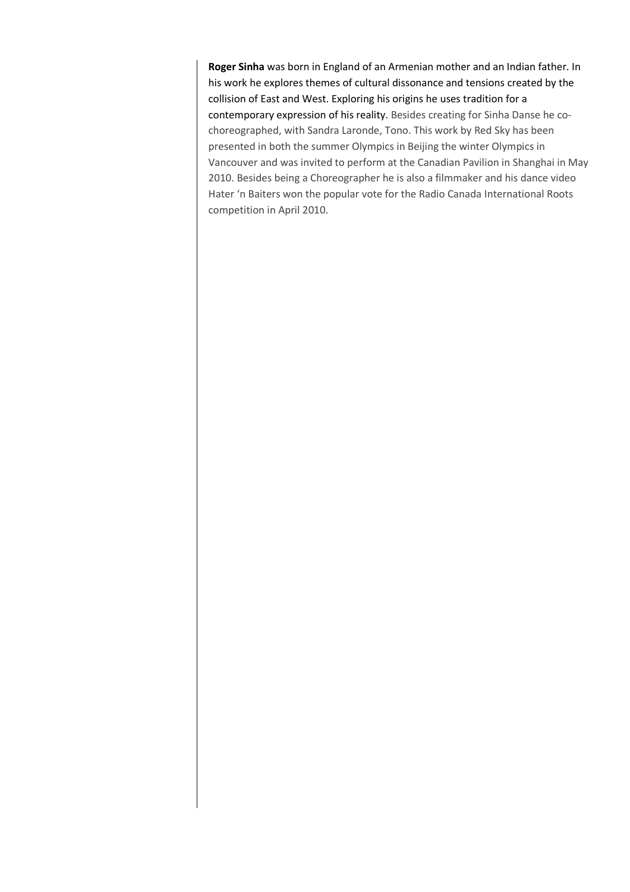**Roger Sinha** was born in England of an Armenian mother and an Indian father. In his work he explores themes of cultural dissonance and tensions created by the collision of East and West. Exploring his origins he uses tradition for a contemporary expression of his reality. Besides creating for Sinha Danse he co-choreographed, with Sandra Laronde, Tono. This work by Red Sky has been presented in both the summer Olympics in Beijing the winter Olympics in Vancouver and was invited to perform at the Canadian Pavilion in Shanghai in May 2010. Besides being a Choreographer he is also a filmmaker and his dance video Hater 'n Baiters won the popular vote for the Radio Canada International Roots competition in April 2010.